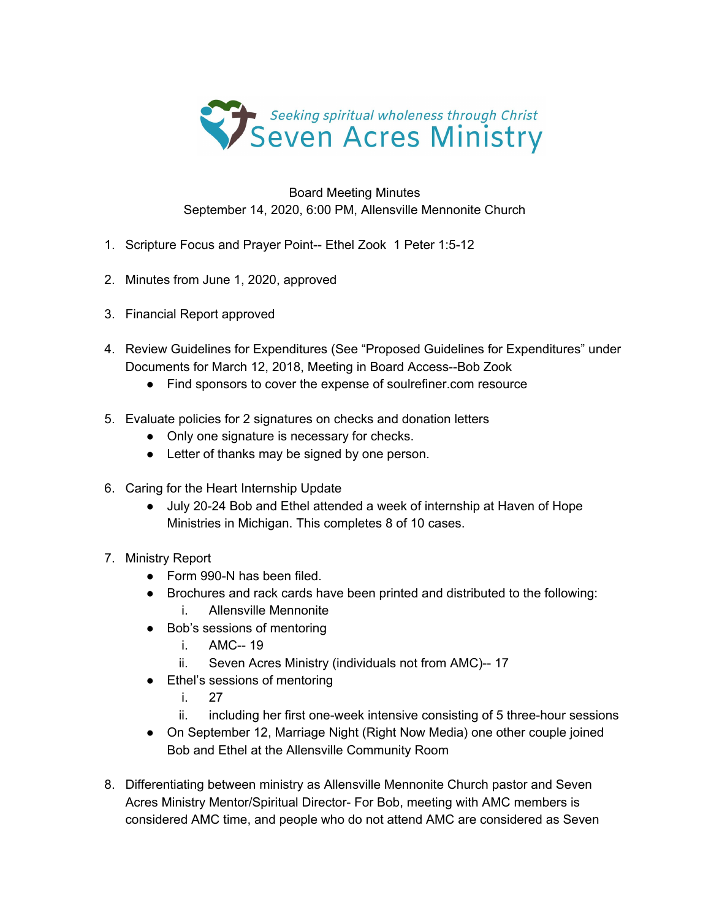Seeking spiritual wholeness through Christ

Seven Acres Ministry

Board Meeting Minutes
September 14, 2020, 6:00 PM, Allensville Mennonite Church

1. Scripture Focus and Prayer Point-- Ethel Zook 1 Peter 1:5-12

2. Minutes from June 1, 2020, approved

3. Financial Report approved

4. Review Guidelines for Expenditures (See "Proposed Guidelines for Expenditures" under Documents for March 12, 2018, Meeting in Board Access--Bob Zook
   - Find sponsors to cover the expense of soulrefiner.com resource

5. Evaluate policies for 2 signatures on checks and donation letters
   - Only one signature is necessary for checks.
   - Letter of thanks may be signed by one person.

6. Caring for the Heart Internship Update
   - July 20-24 Bob and Ethel attended a week of internship at Haven of Hope Ministries in Michigan. This completes 8 of 10 cases.

7. Ministry Report
   - Form 990-N has been filed.
   - Brochures and rack cards have been printed and distributed to the following:
     i. Allensville Mennonite
   - Bob's sessions of mentoring
     i. AMC-- 19
     ii. Seven Acres Ministry (individuals not from AMC)-- 17
   - Ethel's sessions of mentoring
     i. 27
     ii. including her first one-week intensive consisting of 5 three-hour sessions
   - On September 12, Marriage Night (Right Now Media) one other couple joined Bob and Ethel at the Allensville Community Room

8. Differentiating between ministry as Allensville Mennonite Church pastor and Seven Acres Ministry Mentor/Spiritual Director- For Bob, meeting with AMC members is considered AMC time, and people who do not attend AMC are considered as Seven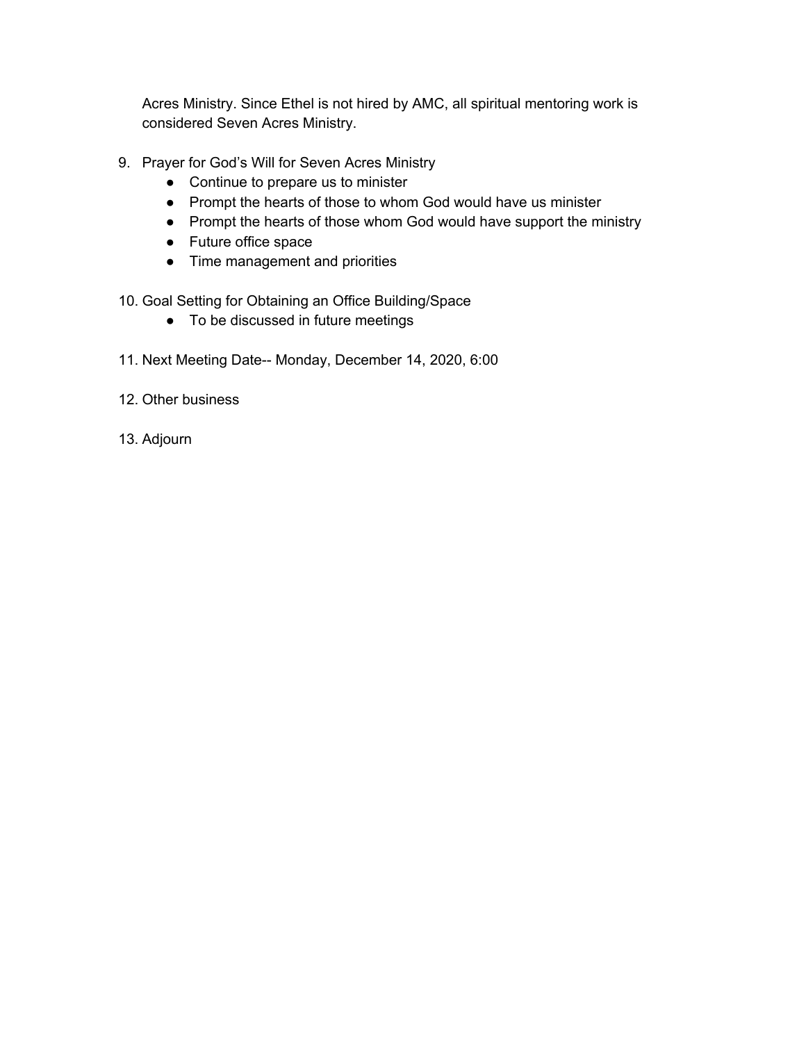Acres Ministry. Since Ethel is not hired by AMC, all spiritual mentoring work is considered Seven Acres Ministry.

9. Prayer for God's Will for Seven Acres Ministry
    - Continue to prepare us to minister
    - Prompt the hearts of those to whom God would have us minister
    - Prompt the hearts of those whom God would have support the ministry
    - Future office space
    - Time management and priorities

10. Goal Setting for Obtaining an Office Building/Space
    - To be discussed in future meetings

11. Next Meeting Date-- Monday, December 14, 2020, 6:00

12. Other business

13. Adjourn